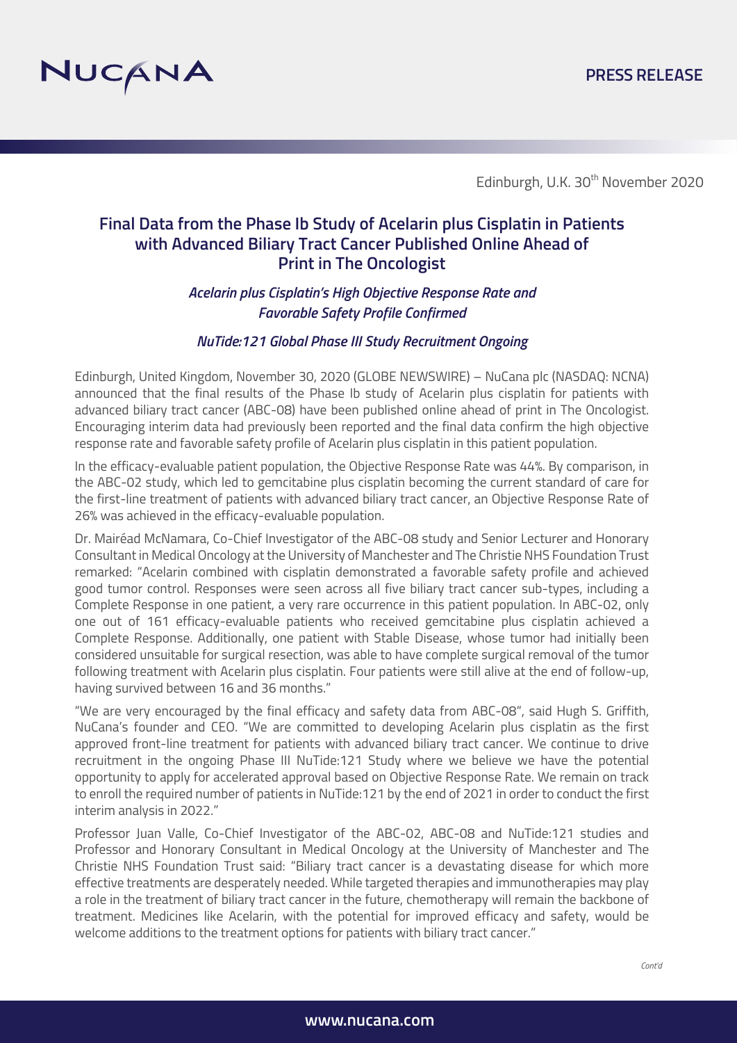NUCANA

PRESS RELEASE

Edinburgh, U.K. 30th November 2020

# Final Data from the Phase Ib Study of Acelarin plus Cisplatin in Patients with Advanced Biliary Tract Cancer Published Online Ahead of Print in The Oncologist

### *Acelarin plus Cisplatin's High Objective Response Rate and Favorable Safety Profile Confirmed*

### *NuTide:121 Global Phase III Study Recruitment Ongoing*

Edinburgh, United Kingdom, November 30, 2020 (GLOBE NEWSWIRE) – NuCana plc (NASDAQ: NCNA) announced that the final results of the Phase Ib study of Acelarin plus cisplatin for patients with advanced biliary tract cancer (ABC-08) have been published online ahead of print in The Oncologist. Encouraging interim data had previously been reported and the final data confirm the high objective response rate and favorable safety profile of Acelarin plus cisplatin in this patient population.

In the efficacy-evaluable patient population, the Objective Response Rate was 44%. By comparison, in the ABC-02 study, which led to gemcitabine plus cisplatin becoming the current standard of care for the first-line treatment of patients with advanced biliary tract cancer, an Objective Response Rate of 26% was achieved in the efficacy-evaluable population.

Dr. Mairéad McNamara, Co-Chief Investigator of the ABC-08 study and Senior Lecturer and Honorary Consultant in Medical Oncology at the University of Manchester and The Christie NHS Foundation Trust remarked: "Acelarin combined with cisplatin demonstrated a favorable safety profile and achieved good tumor control. Responses were seen across all five biliary tract cancer sub-types, including a Complete Response in one patient, a very rare occurrence in this patient population. In ABC-02, only one out of 161 efficacy-evaluable patients who received gemcitabine plus cisplatin achieved a Complete Response. Additionally, one patient with Stable Disease, whose tumor had initially been considered unsuitable for surgical resection, was able to have complete surgical removal of the tumor following treatment with Acelarin plus cisplatin. Four patients were still alive at the end of follow-up, having survived between 16 and 36 months."

"We are very encouraged by the final efficacy and safety data from ABC-08", said Hugh S. Griffith, NuCana's founder and CEO. "We are committed to developing Acelarin plus cisplatin as the first approved front-line treatment for patients with advanced biliary tract cancer. We continue to drive recruitment in the ongoing Phase III NuTide:121 Study where we believe we have the potential opportunity to apply for accelerated approval based on Objective Response Rate. We remain on track to enroll the required number of patients in NuTide:121 by the end of 2021 in order to conduct the first interim analysis in 2022."

Professor Juan Valle, Co-Chief Investigator of the ABC-02, ABC-08 and NuTide:121 studies and Professor and Honorary Consultant in Medical Oncology at the University of Manchester and The Christie NHS Foundation Trust said: "Biliary tract cancer is a devastating disease for which more effective treatments are desperately needed. While targeted therapies and immunotherapies may play a role in the treatment of biliary tract cancer in the future, chemotherapy will remain the backbone of treatment. Medicines like Acelarin, with the potential for improved efficacy and safety, would be welcome additions to the treatment options for patients with biliary tract cancer."

*Cont'd*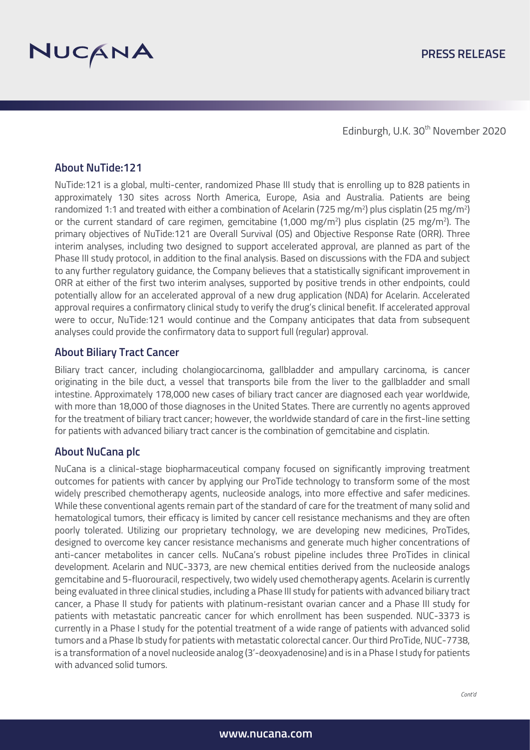Edinburgh, U.K. 30th November 2020

## About NuTide:121

NuTide:121 is a global, multi-center, randomized Phase III study that is enrolling up to 828 patients in approximately 130 sites across North America, Europe, Asia and Australia. Patients are being randomized 1:1 and treated with either a combination of Acelarin (725 mg/m$^2$) plus cisplatin (25 mg/m$^2$) or the current standard of care regimen, gemcitabine (1,000 mg/m$^2$) plus cisplatin (25 mg/m$^2$). The primary objectives of NuTide:121 are Overall Survival (OS) and Objective Response Rate (ORR). Three interim analyses, including two designed to support accelerated approval, are planned as part of the Phase III study protocol, in addition to the final analysis. Based on discussions with the FDA and subject to any further regulatory guidance, the Company believes that a statistically significant improvement in ORR at either of the first two interim analyses, supported by positive trends in other endpoints, could potentially allow for an accelerated approval of a new drug application (NDA) for Acelarin. Accelerated approval requires a confirmatory clinical study to verify the drug's clinical benefit. If accelerated approval were to occur, NuTide:121 would continue and the Company anticipates that data from subsequent analyses could provide the confirmatory data to support full (regular) approval.

## About Biliary Tract Cancer

Biliary tract cancer, including cholangiocarcinoma, gallbladder and ampullary carcinoma, is cancer originating in the bile duct, a vessel that transports bile from the liver to the gallbladder and small intestine. Approximately 178,000 new cases of biliary tract cancer are diagnosed each year worldwide, with more than 18,000 of those diagnoses in the United States. There are currently no agents approved for the treatment of biliary tract cancer; however, the worldwide standard of care in the first-line setting for patients with advanced biliary tract cancer is the combination of gemcitabine and cisplatin.

## About NuCana plc

NuCana is a clinical-stage biopharmaceutical company focused on significantly improving treatment outcomes for patients with cancer by applying our ProTide technology to transform some of the most widely prescribed chemotherapy agents, nucleoside analogs, into more effective and safer medicines. While these conventional agents remain part of the standard of care for the treatment of many solid and hematological tumors, their efficacy is limited by cancer cell resistance mechanisms and they are often poorly tolerated. Utilizing our proprietary technology, we are developing new medicines, ProTides, designed to overcome key cancer resistance mechanisms and generate much higher concentrations of anti-cancer metabolites in cancer cells. NuCana's robust pipeline includes three ProTides in clinical development. Acelarin and NUC-3373, are new chemical entities derived from the nucleoside analogs gemcitabine and 5-fluorouracil, respectively, two widely used chemotherapy agents. Acelarin is currently being evaluated in three clinical studies, including a Phase III study for patients with advanced biliary tract cancer, a Phase II study for patients with platinum-resistant ovarian cancer and a Phase III study for patients with metastatic pancreatic cancer for which enrollment has been suspended. NUC-3373 is currently in a Phase I study for the potential treatment of a wide range of patients with advanced solid tumors and a Phase Ib study for patients with metastatic colorectal cancer. Our third ProTide, NUC-7738, is a transformation of a novel nucleoside analog (3'-deoxyadenosine) and is in a Phase I study for patients with advanced solid tumors.

*Cont'd*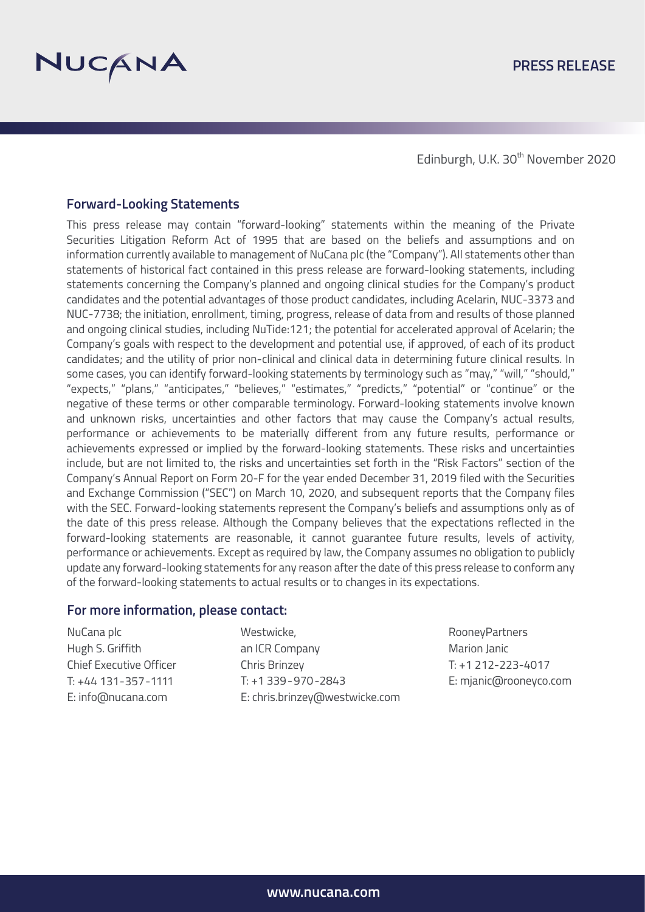Edinburgh, U.K. 30th November 2020

## Forward-Looking Statements

This press release may contain "forward-looking" statements within the meaning of the Private Securities Litigation Reform Act of 1995 that are based on the beliefs and assumptions and on information currently available to management of NuCana plc (the "Company"). All statements other than statements of historical fact contained in this press release are forward-looking statements, including statements concerning the Company's planned and ongoing clinical studies for the Company's product candidates and the potential advantages of those product candidates, including Acelarin, NUC-3373 and NUC-7738; the initiation, enrollment, timing, progress, release of data from and results of those planned and ongoing clinical studies, including NuTide:121; the potential for accelerated approval of Acelarin; the Company's goals with respect to the development and potential use, if approved, of each of its product candidates; and the utility of prior non-clinical and clinical data in determining future clinical results. In some cases, you can identify forward-looking statements by terminology such as "may," "will," "should," "expects," "plans," "anticipates," "believes," "estimates," "predicts," "potential" or "continue" or the negative of these terms or other comparable terminology. Forward-looking statements involve known and unknown risks, uncertainties and other factors that may cause the Company's actual results, performance or achievements to be materially different from any future results, performance or achievements expressed or implied by the forward-looking statements. These risks and uncertainties include, but are not limited to, the risks and uncertainties set forth in the "Risk Factors" section of the Company's Annual Report on Form 20-F for the year ended December 31, 2019 filed with the Securities and Exchange Commission ("SEC") on March 10, 2020, and subsequent reports that the Company files with the SEC. Forward-looking statements represent the Company's beliefs and assumptions only as of the date of this press release. Although the Company believes that the expectations reflected in the forward-looking statements are reasonable, it cannot guarantee future results, levels of activity, performance or achievements. Except as required by law, the Company assumes no obligation to publicly update any forward-looking statements for any reason after the date of this press release to conform any of the forward-looking statements to actual results or to changes in its expectations.

## For more information, please contact:

NuCana plc
Hugh S. Griffith
Chief Executive Officer
T: +44 131-357-1111
E: info@nucana.com

Westwicke,
an ICR Company
Chris Brinzey
T: +1 339-970-2843
E: chris.brinzey@westwicke.com

RooneyPartners
Marion Janic
T: +1 212-223-4017
E: mjanic@rooneyco.com